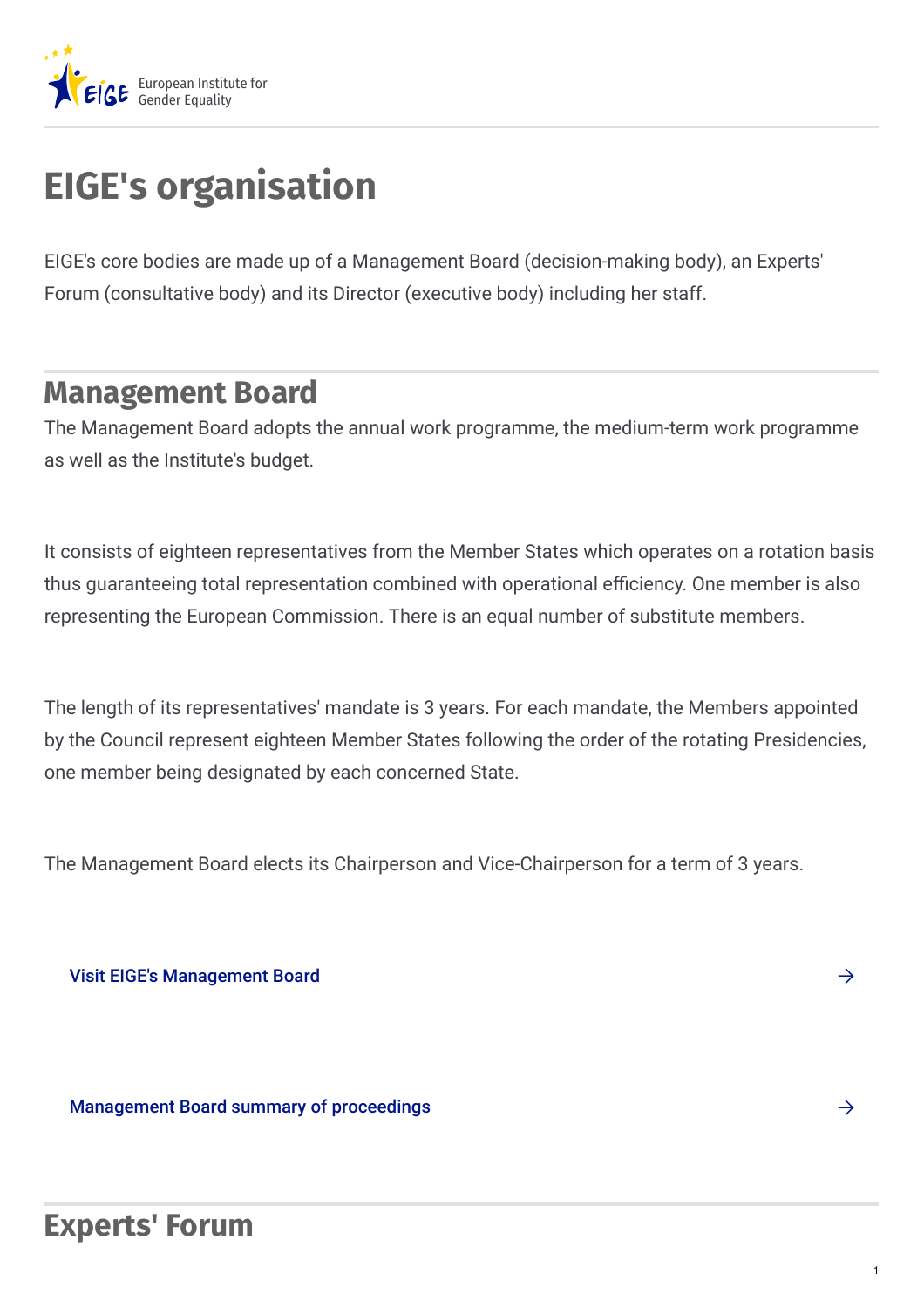European Institute for Gender Equality

# EIGE's organisation

EIGE's core bodies are made up of a Management Board (decision-making body), an Experts' Forum (consultative body) and its Director (executive body) including her staff.

## Management Board

The Management Board adopts the annual work programme, the medium-term work programme as well as the Institute's budget.

It consists of eighteen representatives from the Member States which operates on a rotation basis thus guaranteeing total representation combined with operational efficiency. One member is also representing the European Commission. There is an equal number of substitute members.

The length of its representatives' mandate is 3 years. For each mandate, the Members appointed by the Council represent eighteen Member States following the order of the rotating Presidencies, one member being designated by each concerned State.

The Management Board elects its Chairperson and Vice-Chairperson for a term of 3 years.

Visit EIGE's Management Board →

Management Board summary of proceedings →

## Experts' Forum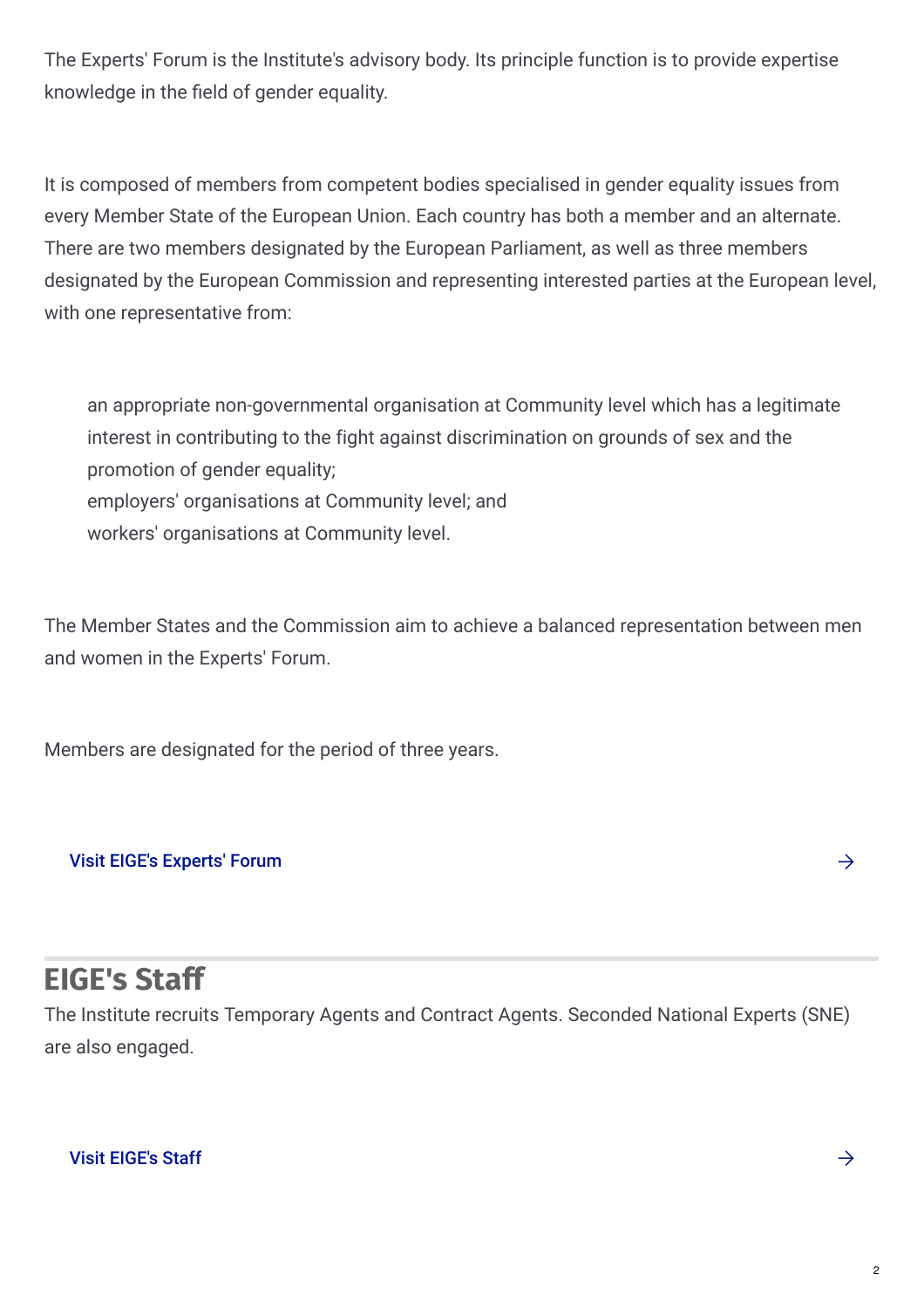The Experts' Forum is the Institute's advisory body. Its principle function is to provide expertise knowledge in the field of gender equality.

It is composed of members from competent bodies specialised in gender equality issues from every Member State of the European Union. Each country has both a member and an alternate. There are two members designated by the European Parliament, as well as three members designated by the European Commission and representing interested parties at the European level, with one representative from:

- an appropriate non-governmental organisation at Community level which has a legitimate interest in contributing to the fight against discrimination on grounds of sex and the promotion of gender equality;
- employers' organisations at Community level; and
- workers' organisations at Community level.

The Member States and the Commission aim to achieve a balanced representation between men and women in the Experts' Forum.

Members are designated for the period of three years.

Visit EIGE's Experts' Forum →

## EIGE's Staff

The Institute recruits Temporary Agents and Contract Agents. Seconded National Experts (SNE) are also engaged.

Visit EIGE's Staff →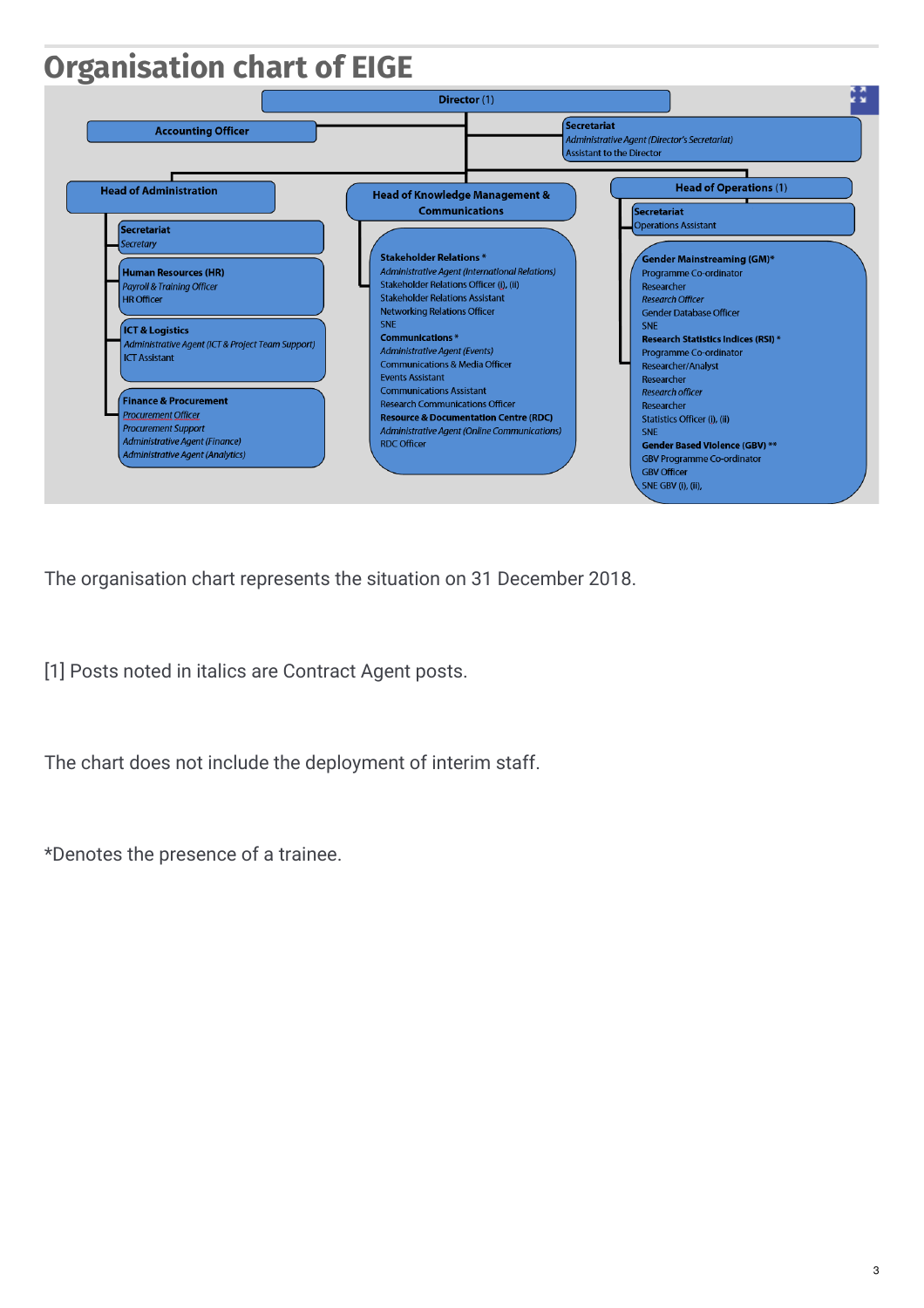# Organisation chart of EIGE

**Director** (1)

**Accounting Officer**

**Secretariat**
*Administrative Agent (Director's Secretariat)*
Assistant to the Director

**Head of Administration**

**Secretariat**
*Secretary*

**Human Resources (HR)**
*Payroll & Training Officer*
HR Officer

**ICT & Logistics**
*Administrative Agent (ICT & Project Team Support)*
ICT Assistant

**Finance & Procurement**
*Procurement Officer*
*Procurement Support*
*Administrative Agent (Finance)*
*Administrative Agent (Analytics)*

**Head of Knowledge Management & Communications**

**Stakeholder Relations** *
*Administrative Agent (International Relations)*
Stakeholder Relations Officer (i), (ii)
Stakeholder Relations Assistant
Networking Relations Officer
SNE
**Communications** *
*Administrative Agent (Events)*
Communications & Media Officer
Events Assistant
Communications Assistant
Research Communications Officer
**Resource & Documentation Centre (RDC)**
*Administrative Agent (Online Communications)*
RDC Officer

**Head of Operations** (1)

**Secretariat**
Operations Assistant

**Gender Mainstreaming (GM)***
Programme Co-ordinator
Researcher
*Research Officer*
Gender Database Officer
SNE
**Research Statistics Indices (RSI)** *
Programme Co-ordinator
Researcher/Analyst
Researcher
*Research officer*
Researcher
Statistics Officer (i), (ii)
SNE
**Gender Based Violence (GBV)** **
GBV Programme Co-ordinator
GBV Officer
SNE GBV (i), (ii),

The organisation chart represents the situation on 31 December 2018.

[1] Posts noted in italics are Contract Agent posts.

The chart does not include the deployment of interim staff.

*Denotes the presence of a trainee.